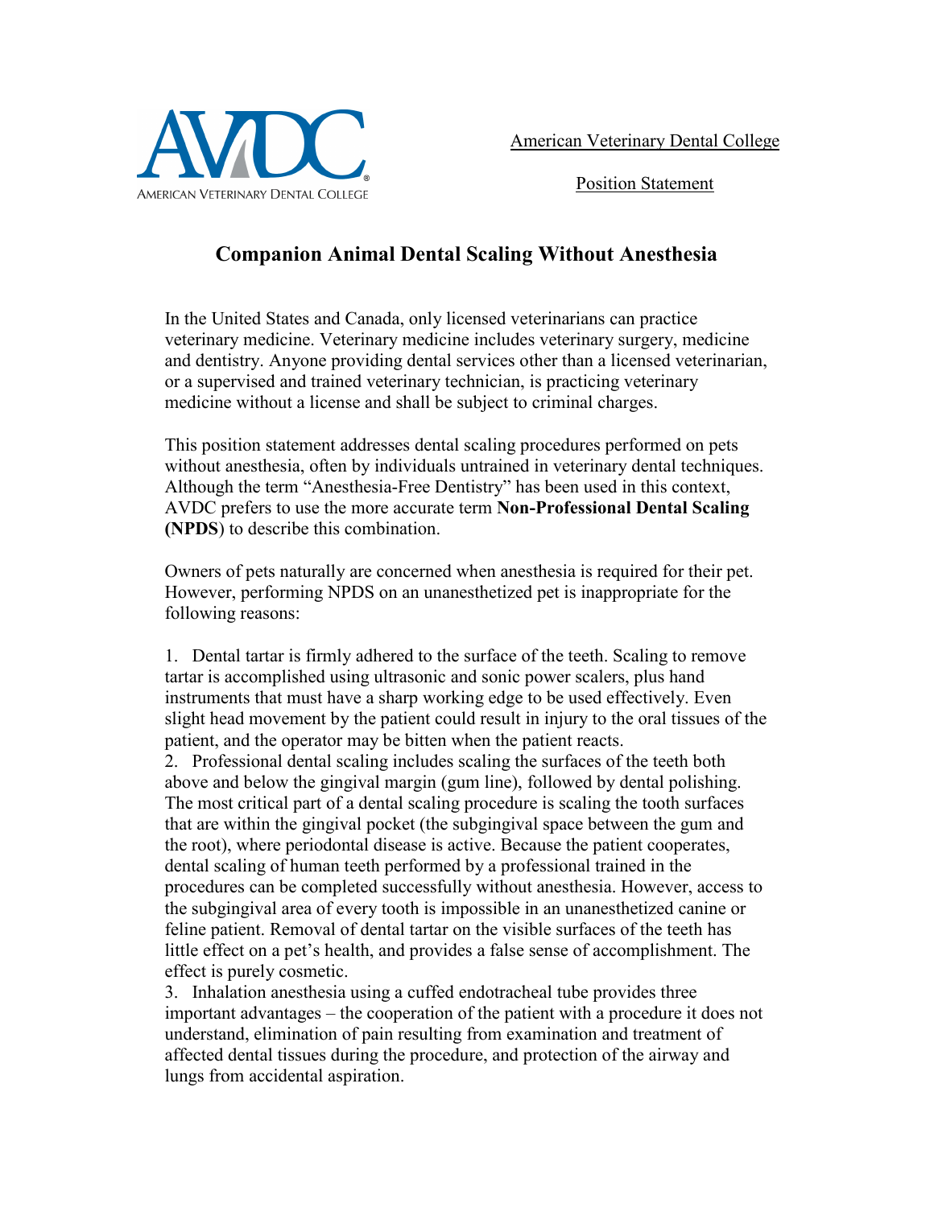AMERICAN VETERINARY DENTAL COLLEGE

American Veterinary Dental College

Position Statement

# Companion Animal Dental Scaling Without Anesthesia

In the United States and Canada, only licensed veterinarians can practice veterinary medicine. Veterinary medicine includes veterinary surgery, medicine and dentistry. Anyone providing dental services other than a licensed veterinarian, or a supervised and trained veterinary technician, is practicing veterinary medicine without a license and shall be subject to criminal charges.

This position statement addresses dental scaling procedures performed on pets without anesthesia, often by individuals untrained in veterinary dental techniques. Although the term "Anesthesia-Free Dentistry" has been used in this context, AVDC prefers to use the more accurate term **Non-Professional Dental Scaling (NPDS)** to describe this combination.

Owners of pets naturally are concerned when anesthesia is required for their pet. However, performing NPDS on an unanesthetized pet is inappropriate for the following reasons:

1. Dental tartar is firmly adhered to the surface of the teeth. Scaling to remove tartar is accomplished using ultrasonic and sonic power scalers, plus hand instruments that must have a sharp working edge to be used effectively. Even slight head movement by the patient could result in injury to the oral tissues of the patient, and the operator may be bitten when the patient reacts.
2. Professional dental scaling includes scaling the surfaces of the teeth both above and below the gingival margin (gum line), followed by dental polishing. The most critical part of a dental scaling procedure is scaling the tooth surfaces that are within the gingival pocket (the subgingival space between the gum and the root), where periodontal disease is active. Because the patient cooperates, dental scaling of human teeth performed by a professional trained in the procedures can be completed successfully without anesthesia. However, access to the subgingival area of every tooth is impossible in an unanesthetized canine or feline patient. Removal of dental tartar on the visible surfaces of the teeth has little effect on a pet's health, and provides a false sense of accomplishment. The effect is purely cosmetic.
3. Inhalation anesthesia using a cuffed endotracheal tube provides three important advantages – the cooperation of the patient with a procedure it does not understand, elimination of pain resulting from examination and treatment of affected dental tissues during the procedure, and protection of the airway and lungs from accidental aspiration.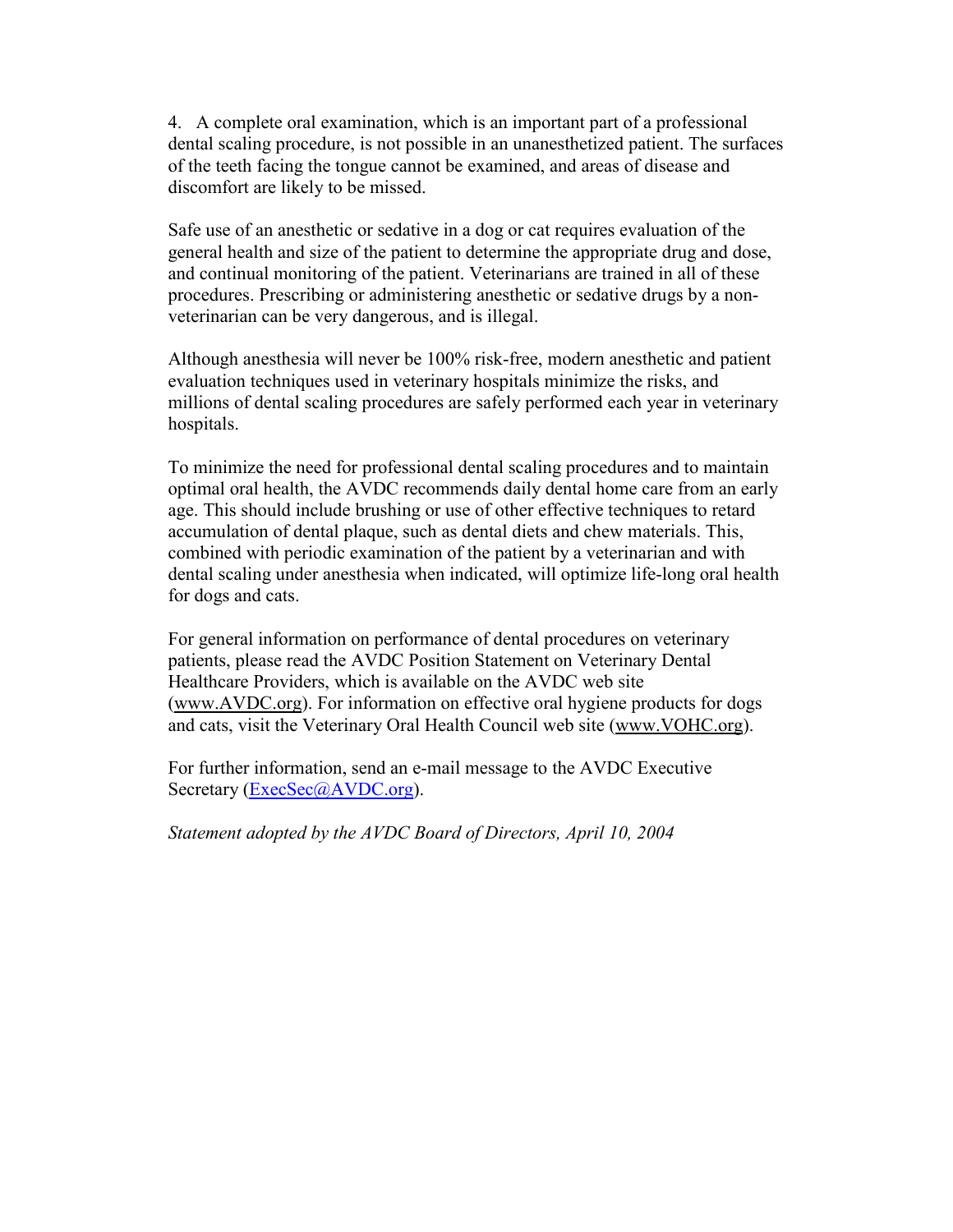4. A complete oral examination, which is an important part of a professional dental scaling procedure, is not possible in an unanesthetized patient. The surfaces of the teeth facing the tongue cannot be examined, and areas of disease and discomfort are likely to be missed.

Safe use of an anesthetic or sedative in a dog or cat requires evaluation of the general health and size of the patient to determine the appropriate drug and dose, and continual monitoring of the patient. Veterinarians are trained in all of these procedures. Prescribing or administering anesthetic or sedative drugs by a non-veterinarian can be very dangerous, and is illegal.

Although anesthesia will never be 100% risk-free, modern anesthetic and patient evaluation techniques used in veterinary hospitals minimize the risks, and millions of dental scaling procedures are safely performed each year in veterinary hospitals.

To minimize the need for professional dental scaling procedures and to maintain optimal oral health, the AVDC recommends daily dental home care from an early age. This should include brushing or use of other effective techniques to retard accumulation of dental plaque, such as dental diets and chew materials. This, combined with periodic examination of the patient by a veterinarian and with dental scaling under anesthesia when indicated, will optimize life-long oral health for dogs and cats.

For general information on performance of dental procedures on veterinary patients, please read the AVDC Position Statement on Veterinary Dental Healthcare Providers, which is available on the AVDC web site (www.AVDC.org). For information on effective oral hygiene products for dogs and cats, visit the Veterinary Oral Health Council web site (www.VOHC.org).

For further information, send an e-mail message to the AVDC Executive Secretary (ExecSec@AVDC.org).

*Statement adopted by the AVDC Board of Directors, April 10, 2004*